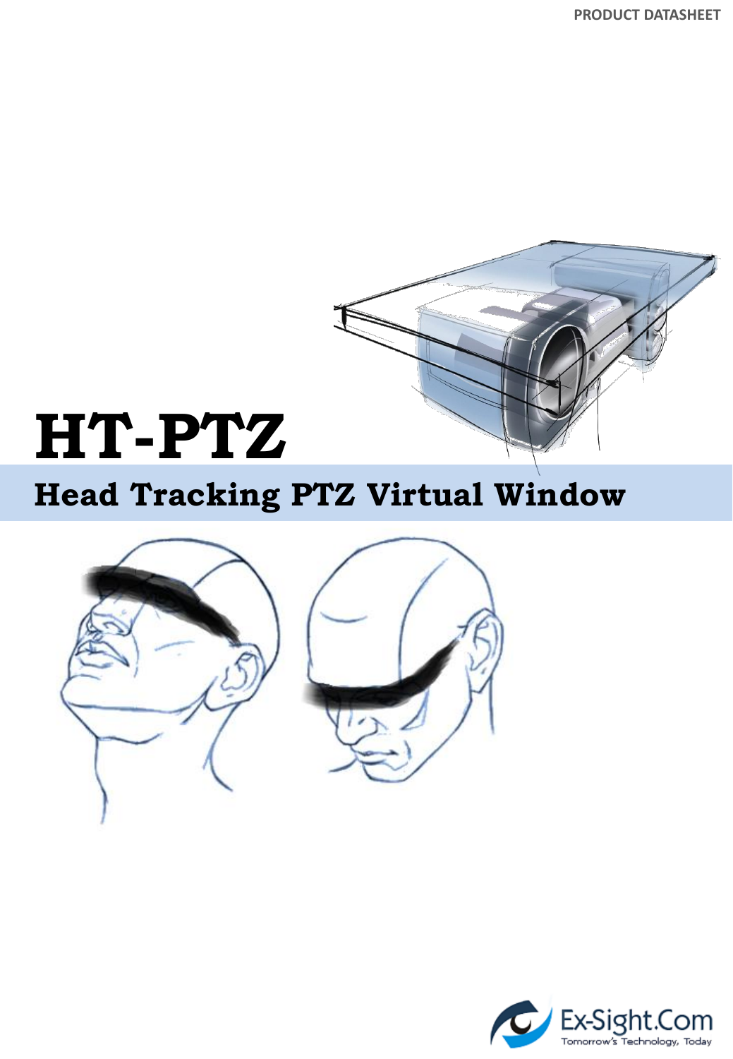PRODUCT DATASHEET

# HT-PTZ

## Head Tracking PTZ Virtual Window

Ex-Sight.Com

Tomorrow's Technology, Today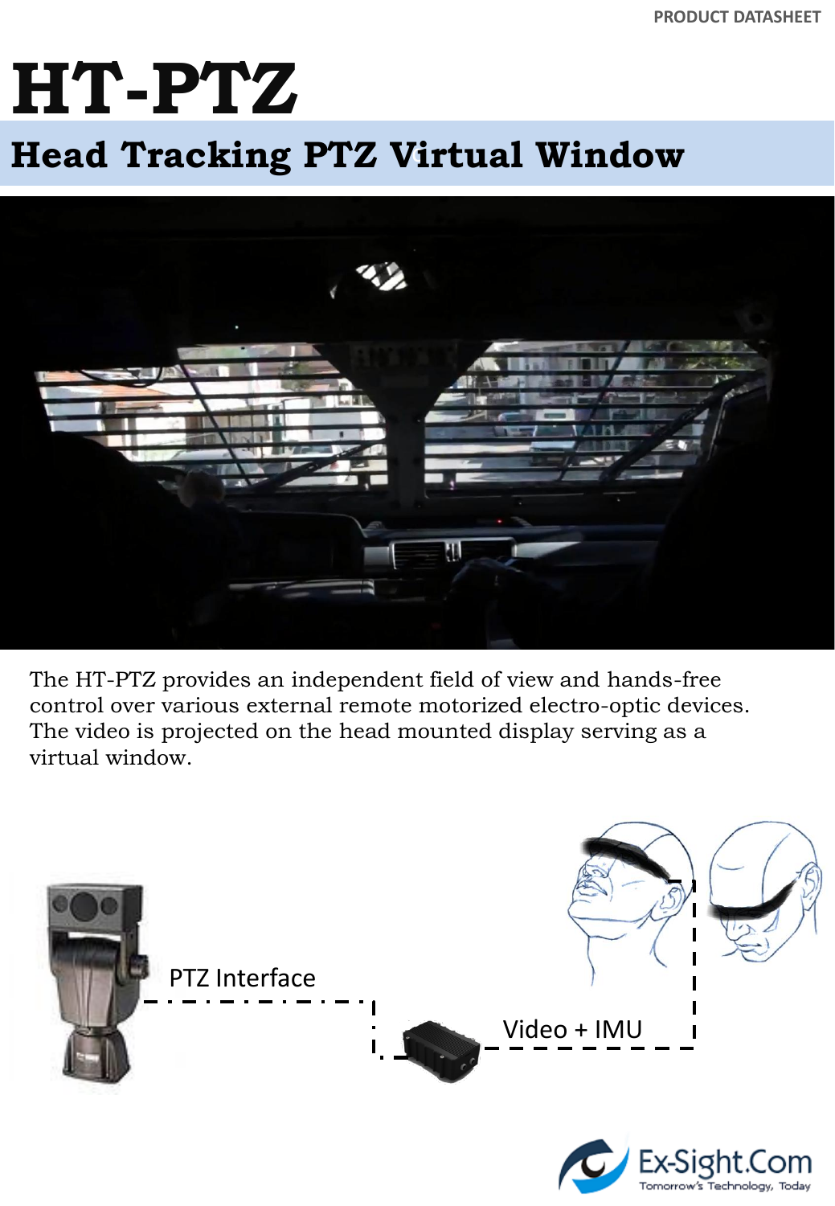# HT-PTZ

## Head Tracking PTZ Virtual Window

The HT-PTZ provides an independent field of view and hands-free control over various external remote motorized electro-optic devices. The video is projected on the head mounted display serving as a virtual window.

PTZ Interface

Video + IMU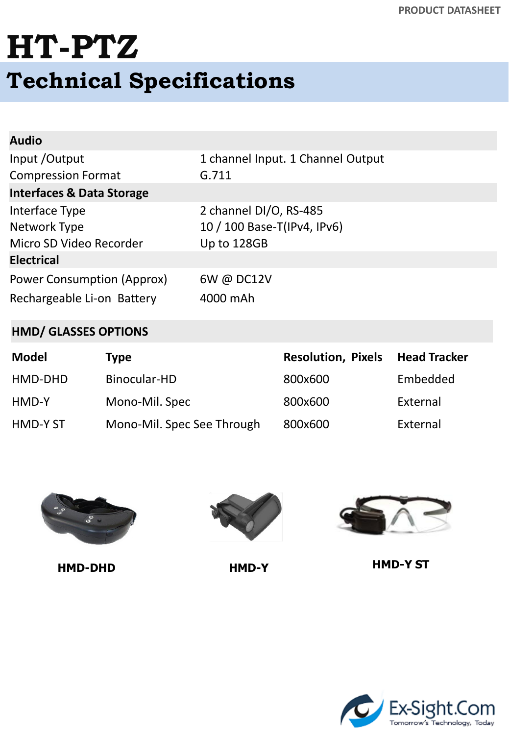# HT-PTZ

## Technical Specifications

| **Audio** | |
|---|---|
| Input /Output | 1 channel Input. 1 Channel Output |
| Compression Format | G.711 |
| **Interfaces & Data Storage** | |
| Interface Type | 2 channel DI/O, RS-485 |
| Network Type | 10 / 100 Base-T(IPv4, IPv6) |
| Micro SD Video Recorder | Up to 128GB |
| **Electrical** | |
| Power Consumption (Approx) | 6W @ DC12V |
| Rechargeable Li-on Battery | 4000 mAh |

**HMD/ GLASSES OPTIONS**

| Model | Type | Resolution, Pixels | Head Tracker |
|---|---|---|---|
| HMD-DHD | Binocular-HD | 800x600 | Embedded |
| HMD-Y | Mono-Mil. Spec | 800x600 | External |
| HMD-Y ST | Mono-Mil. Spec See Through | 800x600 | External |

**HMD-DHD**

**HMD-Y**

**HMD-Y ST**

Ex-Sight.Com
Tomorrow's Technology, Today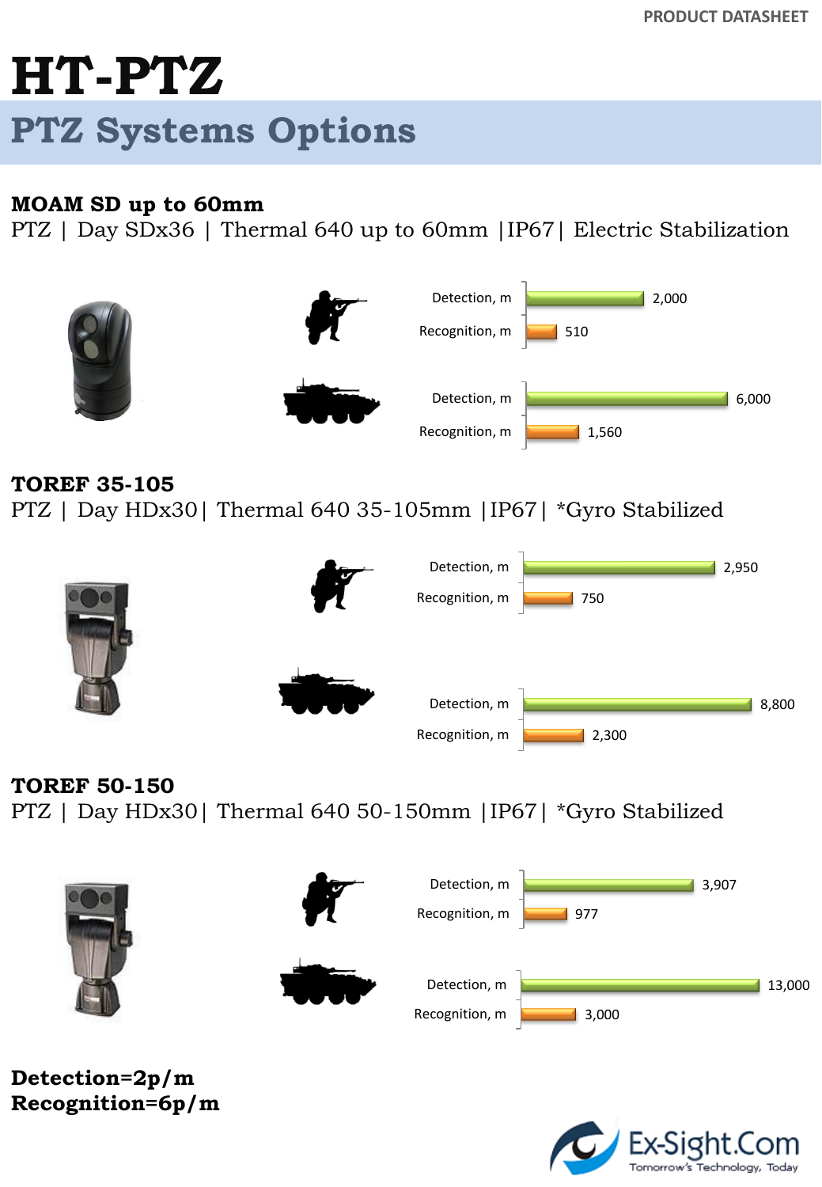# HT-PTZ

## PTZ Systems Options

**MOAM SD up to 60mm**

PTZ | Day SDx36 | Thermal 640 up to 60mm |IP67| Electric Stabilization

Detection, m 2,000
Recognition, m 510

Detection, m 6,000
Recognition, m 1,560

**TOREF 35-105**

PTZ | Day HDx30| Thermal 640 35-105mm |IP67| *Gyro Stabilized

Detection, m 2,950
Recognition, m 750

Detection, m 8,800
Recognition, m 2,300

**TOREF 50-150**

PTZ | Day HDx30| Thermal 640 50-150mm |IP67| *Gyro Stabilized

Detection, m 3,907
Recognition, m 977

Detection, m 13,000
Recognition, m 3,000

**Detection=2p/m**
**Recognition=6p/m**

Ex-Sight.Com
Tomorrow's Technology, Today